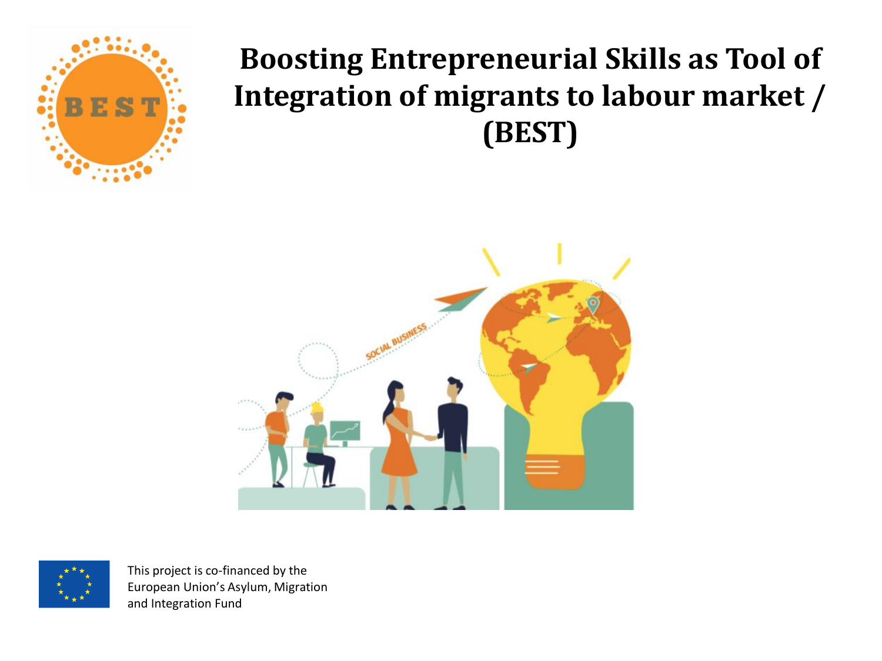# Boosting Entrepreneurial Skills as Tool of Integration of migrants to labour market / (BEST)

This project is co-financed by the European Union's Asylum, Migration and Integration Fund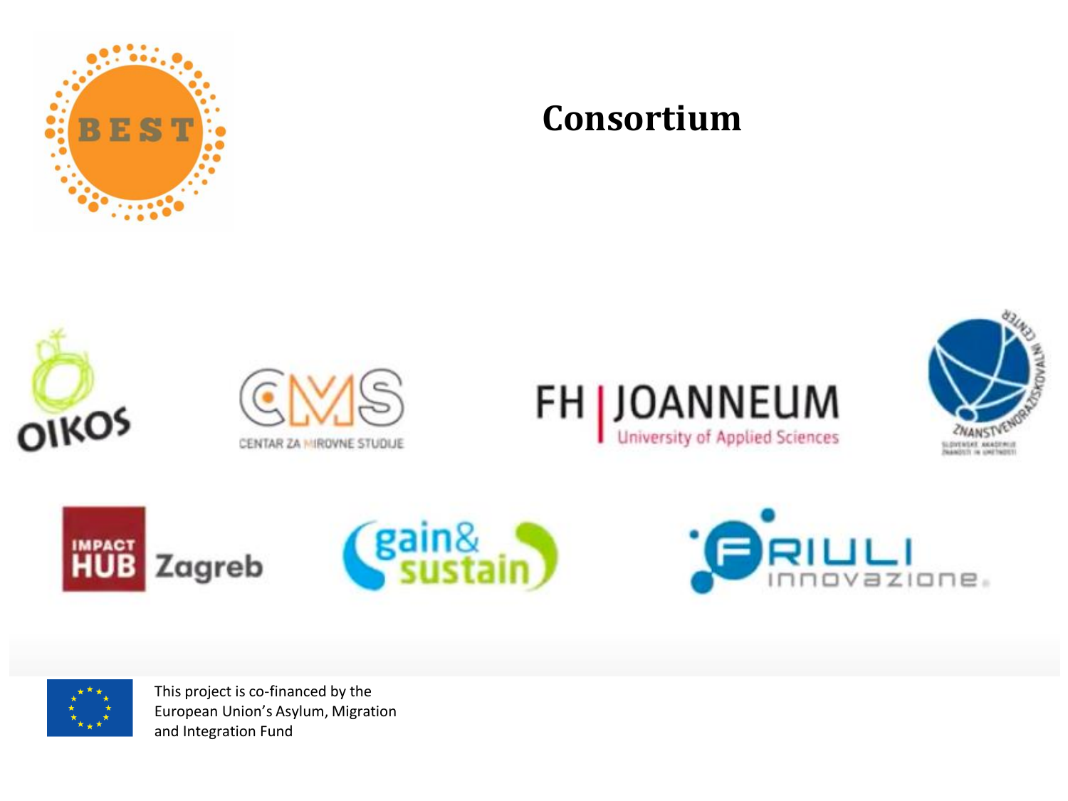# Consortium

This project is co-financed by the European Union's Asylum, Migration and Integration Fund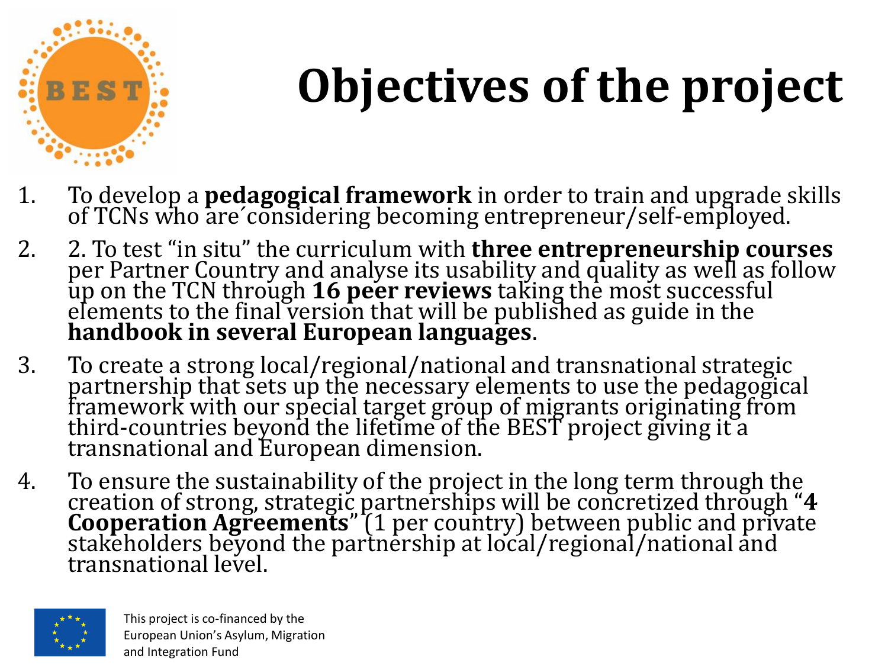# Objectives of the project

1. To develop a **pedagogical framework** in order to train and upgrade skills of TCNs who are´considering becoming entrepreneur/self-employed.
2. 2. To test "in situ" the curriculum with **three entrepreneurship courses** per Partner Country and analyse its usability and quality as well as follow up on the TCN through **16 peer reviews** taking the most successful elements to the final version that will be published as guide in the **handbook in several European languages**.
3. To create a strong local/regional/national and transnational strategic partnership that sets up the necessary elements to use the pedagogical framework with our special target group of migrants originating from third-countries beyond the lifetime of the BEST project giving it a transnational and European dimension.
4. To ensure the sustainability of the project in the long term through the creation of strong, strategic partnerships will be concretized through "**4 Cooperation Agreements**" (1 per country) between public and private stakeholders beyond the partnership at local/regional/national and transnational level.

This project is co-financed by the European Union's Asylum, Migration and Integration Fund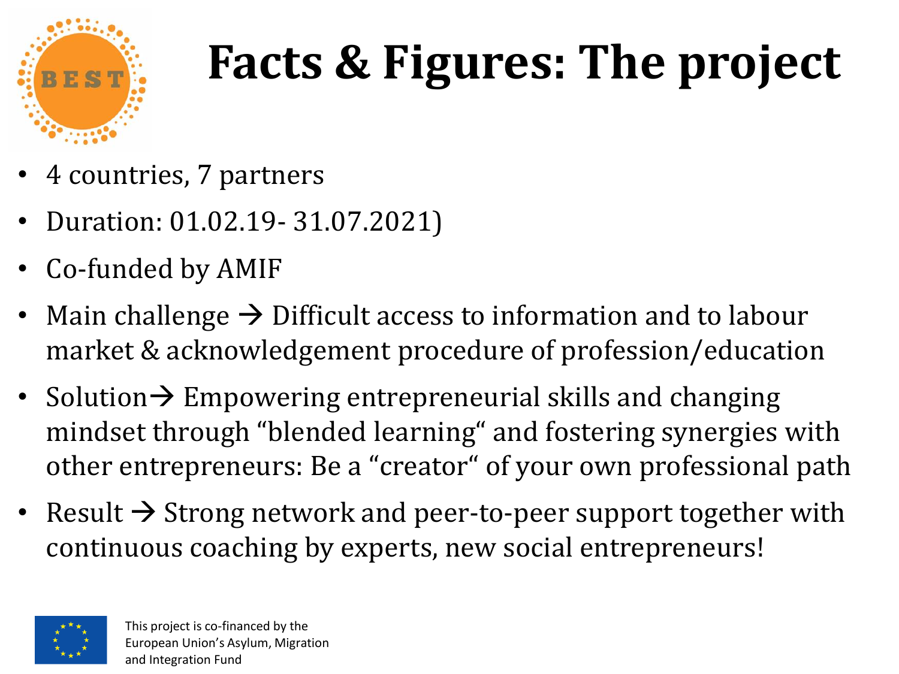# Facts & Figures: The project

- 4 countries, 7 partners
- Duration: 01.02.19- 31.07.2021)
- Co-funded by AMIF
- Main challenge → Difficult access to information and to labour market & acknowledgement procedure of profession/education
- Solution→ Empowering entrepreneurial skills and changing mindset through "blended learning" and fostering synergies with other entrepreneurs: Be a "creator" of your own professional path
- Result → Strong network and peer-to-peer support together with continuous coaching by experts, new social entrepreneurs!

This project is co-financed by the European Union's Asylum, Migration and Integration Fund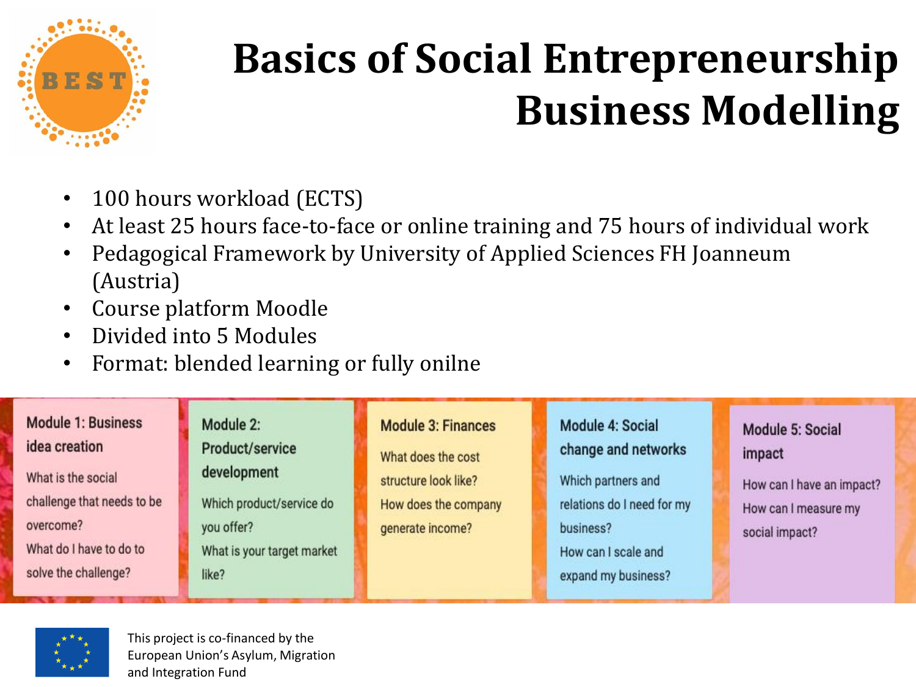# Basics of Social Entrepreneurship Business Modelling

- 100 hours workload (ECTS)
- At least 25 hours face-to-face or online training and 75 hours of individual work
- Pedagogical Framework by University of Applied Sciences FH Joanneum (Austria)
- Course platform Moodle
- Divided into 5 Modules
- Format: blended learning or fully onilne

**Module 1: Business idea creation**

What is the social challenge that needs to be overcome?

What do I have to do to solve the challenge?

**Module 2: Product/service development**

Which product/service do you offer?

What is your target market like?

**Module 3: Finances**

What does the cost structure look like?

How does the company generate income?

**Module 4: Social change and networks**

Which partners and relations do I need for my business?

How can I scale and expand my business?

**Module 5: Social impact**

How can I have an impact?

How can I measure my social impact?

This project is co-financed by the European Union's Asylum, Migration and Integration Fund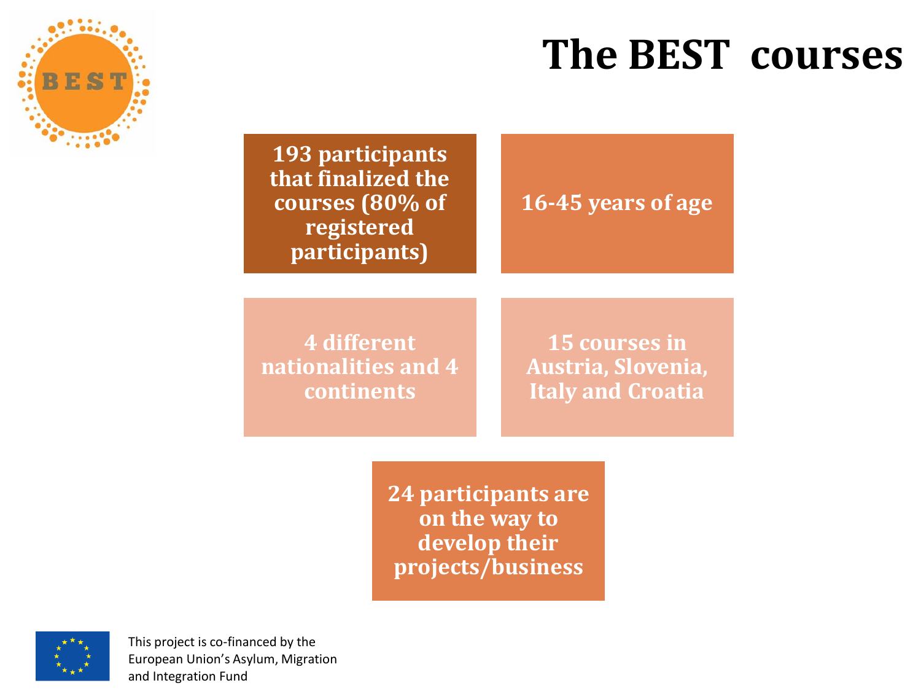# The BEST courses

193 participants that finalized the courses (80% of registered participants)

16-45 years of age

4 different nationalities and 4 continents

15 courses in Austria, Slovenia, Italy and Croatia

24 participants are on the way to develop their projects/business

This project is co-financed by the European Union's Asylum, Migration and Integration Fund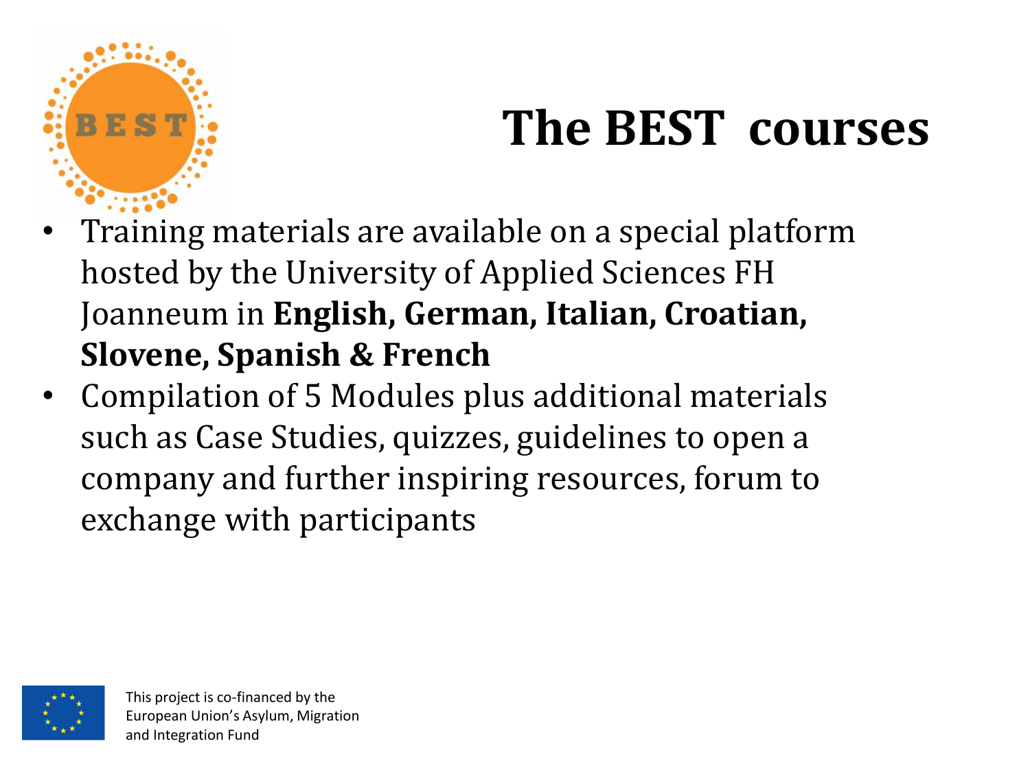# The BEST courses

- Training materials are available on a special platform hosted by the University of Applied Sciences FH Joanneum in **English, German, Italian, Croatian, Slovene, Spanish & French**
- Compilation of 5 Modules plus additional materials such as Case Studies, quizzes, guidelines to open a company and further inspiring resources, forum to exchange with participants

This project is co-financed by the European Union's Asylum, Migration and Integration Fund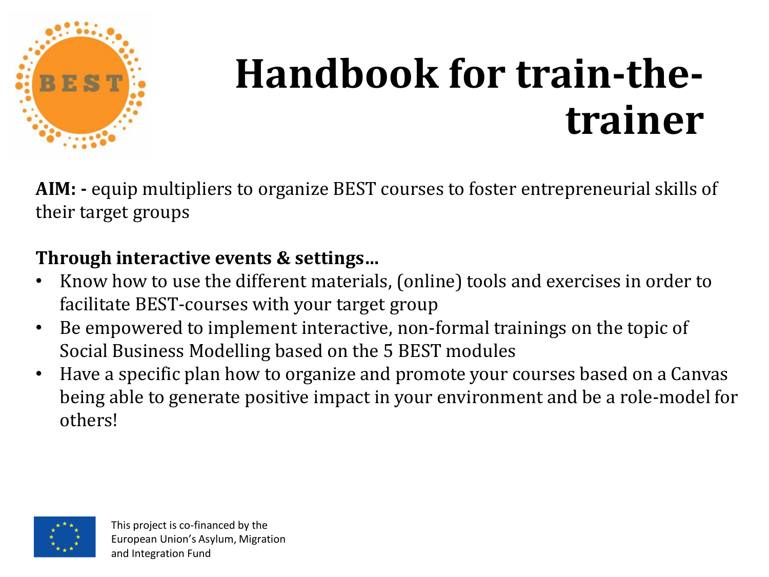# Handbook for train-the-trainer

**AIM: -** equip multipliers to organize BEST courses to foster entrepreneurial skills of their target groups

**Through interactive events & settings…**

- Know how to use the different materials, (online) tools and exercises in order to facilitate BEST-courses with your target group
- Be empowered to implement interactive, non-formal trainings on the topic of Social Business Modelling based on the 5 BEST modules
- Have a specific plan how to organize and promote your courses based on a Canvas being able to generate positive impact in your environment and be a role-model for others!

This project is co-financed by the European Union's Asylum, Migration and Integration Fund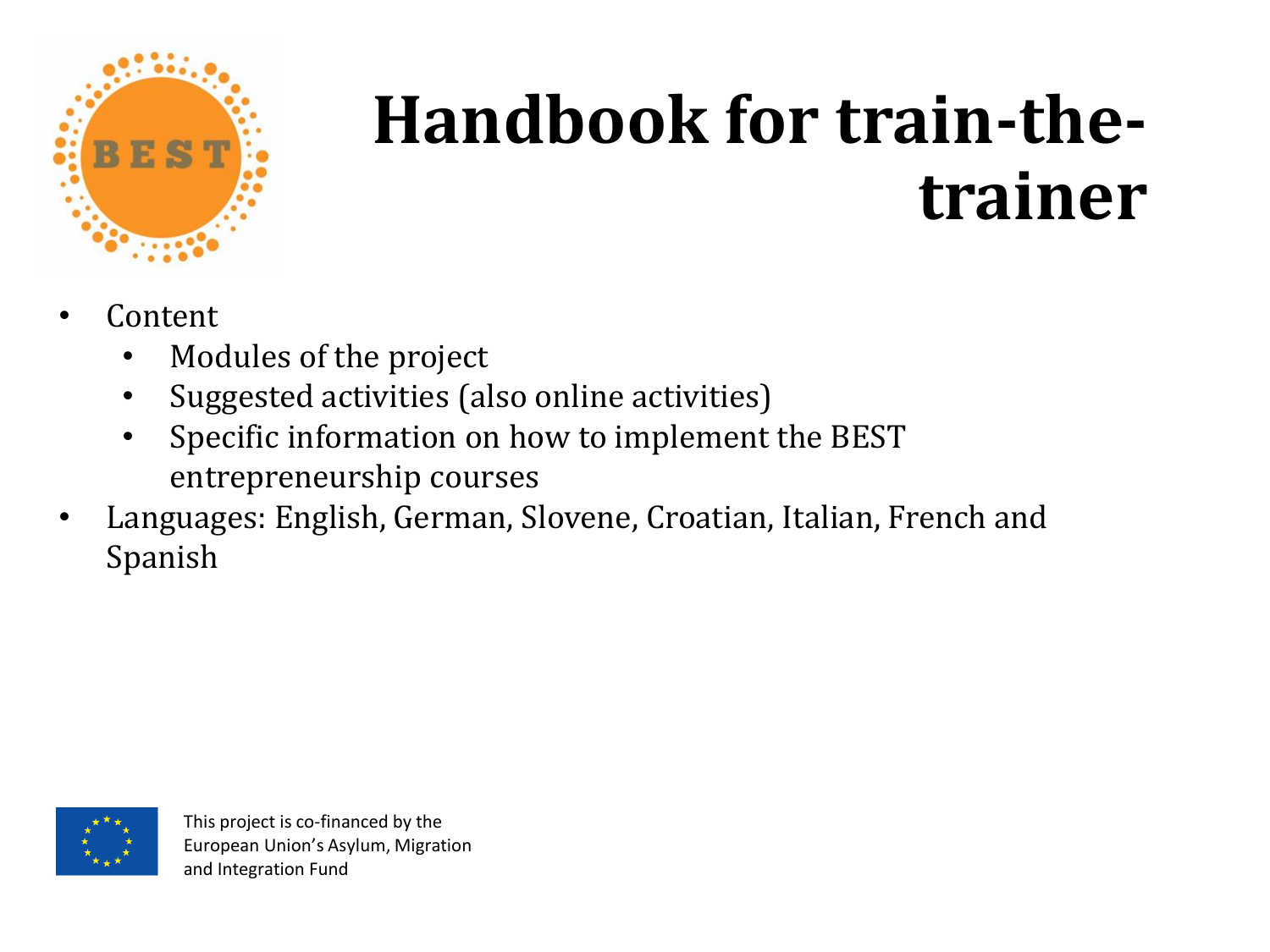# Handbook for train-the-trainer

- Content
  - Modules of the project
  - Suggested activities (also online activities)
  - Specific information on how to implement the BEST entrepreneurship courses
- Languages: English, German, Slovene, Croatian, Italian, French and Spanish

This project is co-financed by the European Union's Asylum, Migration and Integration Fund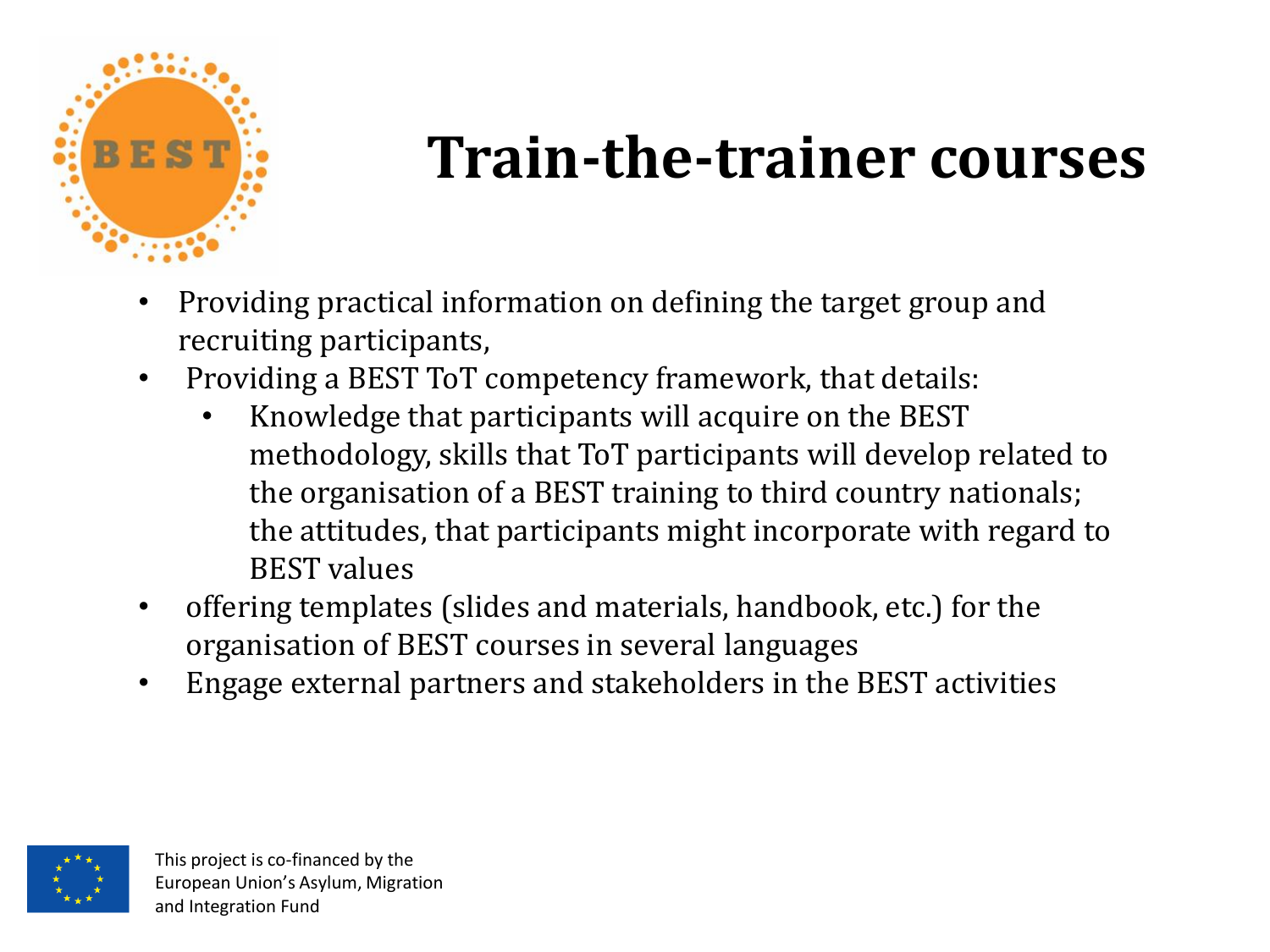# Train-the-trainer courses

- Providing practical information on defining the target group and recruiting participants,
- Providing a BEST ToT competency framework, that details:
  - Knowledge that participants will acquire on the BEST methodology, skills that ToT participants will develop related to the organisation of a BEST training to third country nationals; the attitudes, that participants might incorporate with regard to BEST values
- offering templates (slides and materials, handbook, etc.) for the organisation of BEST courses in several languages
- Engage external partners and stakeholders in the BEST activities

This project is co-financed by the European Union's Asylum, Migration and Integration Fund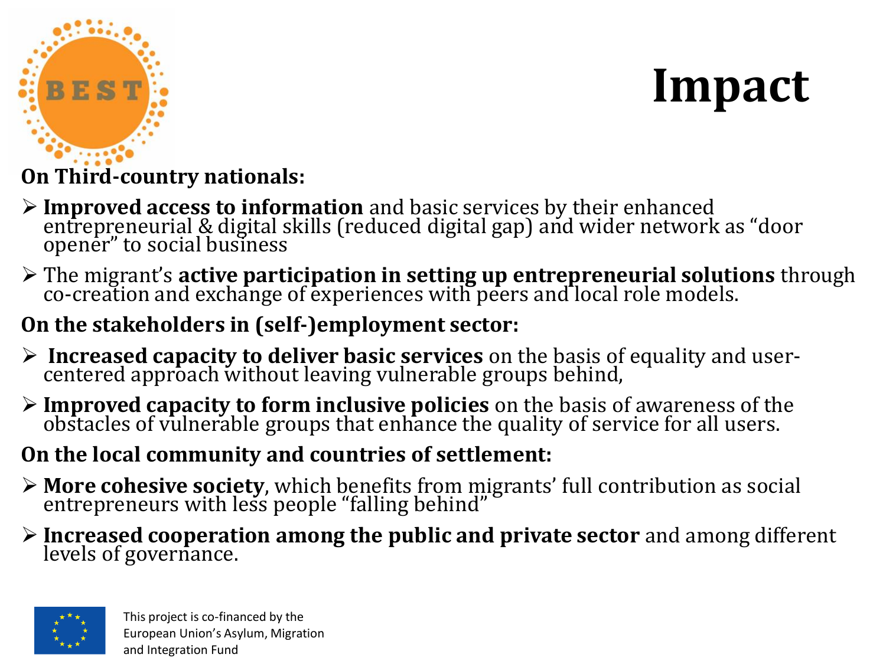BEST

# Impact

**On Third-country nationals:**

- **Improved access to information** and basic services by their enhanced entrepreneurial & digital skills (reduced digital gap) and wider network as "door opener" to social business
- The migrant's **active participation in setting up entrepreneurial solutions** through co-creation and exchange of experiences with peers and local role models.

**On the stakeholders in (self-)employment sector:**

- **Increased capacity to deliver basic services** on the basis of equality and user-centered approach without leaving vulnerable groups behind,
- **Improved capacity to form inclusive policies** on the basis of awareness of the obstacles of vulnerable groups that enhance the quality of service for all users.

**On the local community and countries of settlement:**

- **More cohesive society**, which benefits from migrants' full contribution as social entrepreneurs with less people "falling behind"
- **Increased cooperation among the public and private sector** and among different levels of governance.

This project is co-financed by the European Union's Asylum, Migration and Integration Fund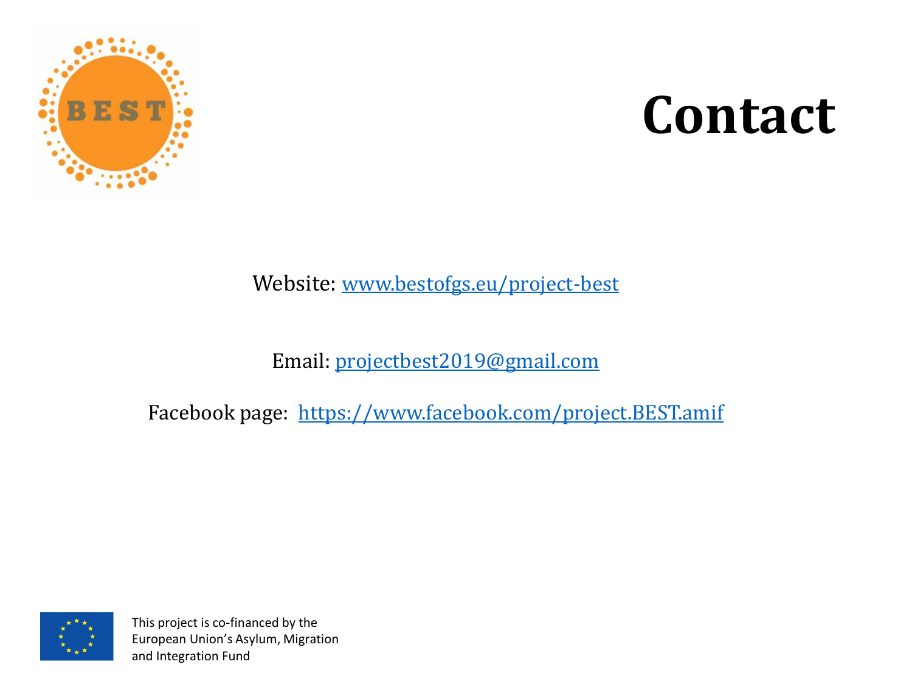# Contact

Website: www.bestofgs.eu/project-best

Email: projectbest2019@gmail.com

Facebook page: https://www.facebook.com/project.BEST.amif

This project is co-financed by the European Union's Asylum, Migration and Integration Fund